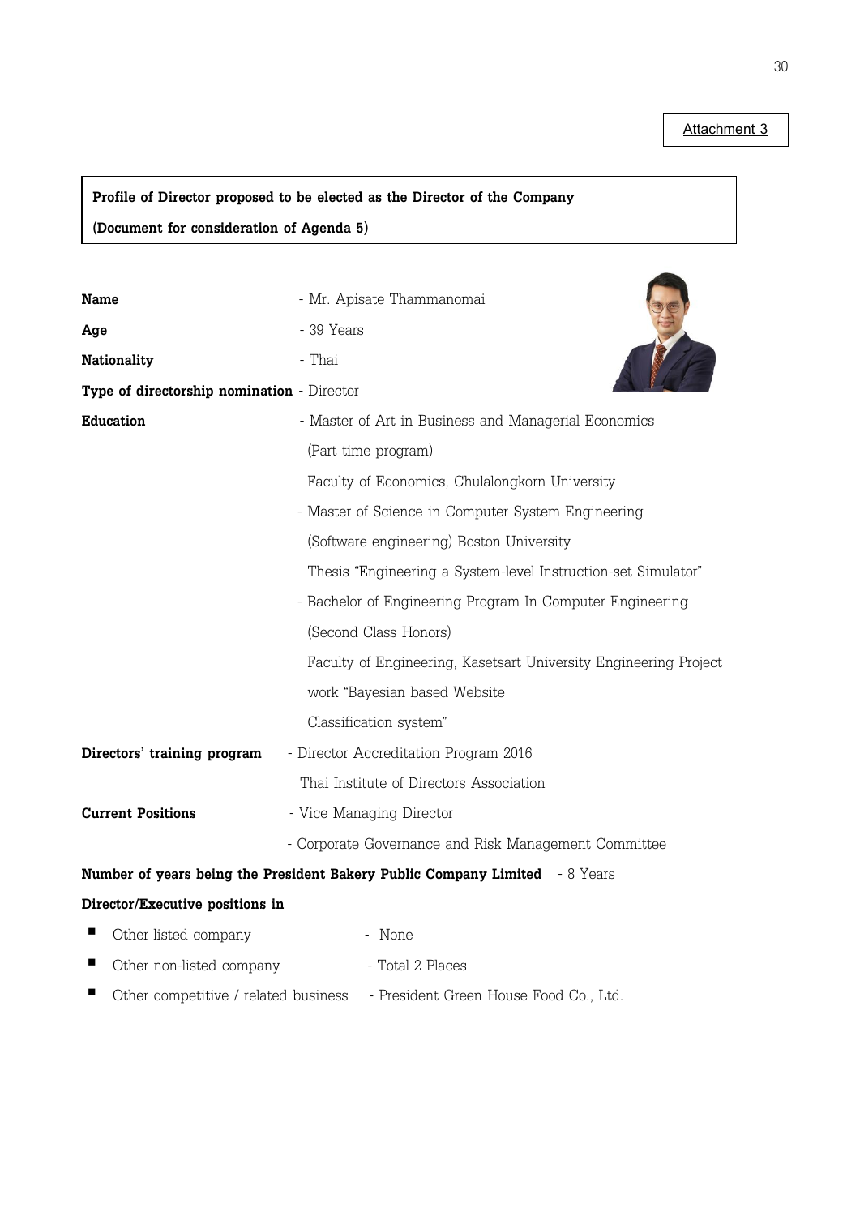Attachment 3

**Profile of Director proposed to be elected as the Director of the Company**

**(Document for consideration of Agenda 5)**

**Name** - Mr. Apisate Thammanomai

**Age** - 39 Years

**Nationality** - Thai

**Type of directorship nomination** - Director

**Education**
- Master of Art in Business and Managerial Economics (Part time program) Faculty of Economics, Chulalongkorn University
- Master of Science in Computer System Engineering (Software engineering) Boston University Thesis "Engineering a System-level Instruction-set Simulator"
- Bachelor of Engineering Program In Computer Engineering (Second Class Honors) Faculty of Engineering, Kasetsart University Engineering Project work "Bayesian based Website Classification system"

**Directors' training program**
- Director Accreditation Program 2016 Thai Institute of Directors Association

**Current Positions**
- Vice Managing Director
- Corporate Governance and Risk Management Committee

**Number of years being the President Bakery Public Company Limited** - 8 Years

**Director/Executive positions in**

- Other listed company - None
- Other non-listed company - Total 2 Places
- Other competitive / related business - President Green House Food Co., Ltd.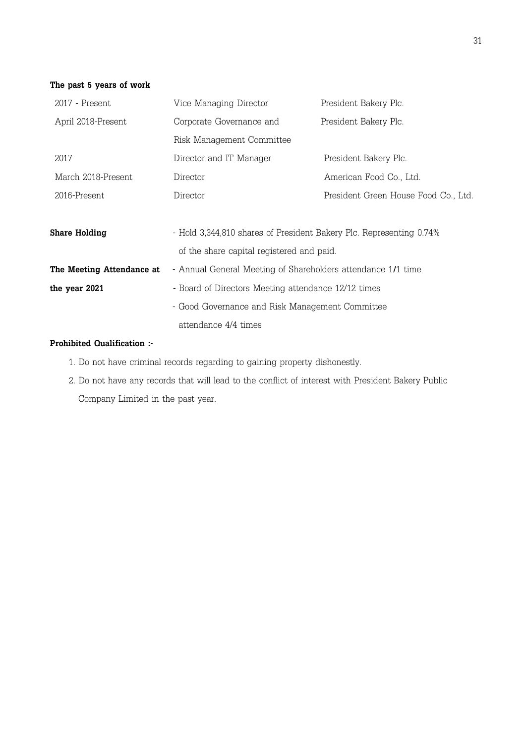**The past 5 years of work**

| | | |
|---|---|---|
| 2017 - Present | Vice Managing Director | President Bakery Plc. |
| April 2018-Present | Corporate Governance and Risk Management Committee | President Bakery Plc. |
| 2017 | Director and IT Manager | President Bakery Plc. |
| March 2018-Present | Director | American Food Co., Ltd. |
| 2016-Present | Director | President Green House Food Co., Ltd. |

**Share Holding** - Hold 3,344,810 shares of President Bakery Plc. Representing 0.74% of the share capital registered and paid.

**The Meeting Attendance at the year 2021**
- Annual General Meeting of Shareholders attendance 1/1 time
- Board of Directors Meeting attendance 12/12 times
- Good Governance and Risk Management Committee attendance 4/4 times

**Prohibited Qualification :-**

1. Do not have criminal records regarding to gaining property dishonestly.
2. Do not have any records that will lead to the conflict of interest with President Bakery Public Company Limited in the past year.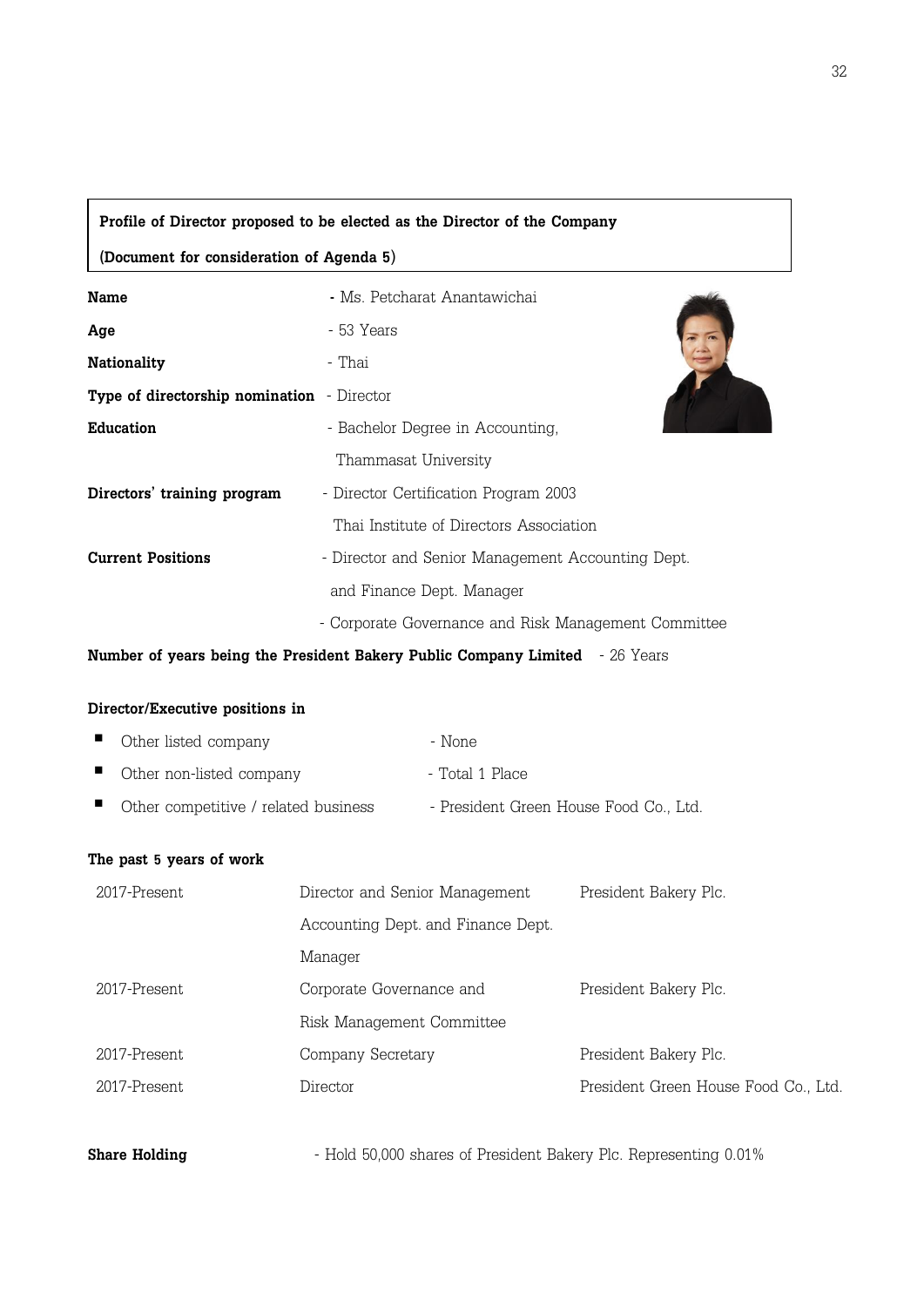**Profile of Director proposed to be elected as the Director of the Company**

**(Document for consideration of Agenda 5)**

**Name** - Ms. Petcharat Anantawichai

**Age** - 53 Years

**Nationality** - Thai

**Type of directorship nomination** - Director

**Education** - Bachelor Degree in Accounting, Thammasat University

**Directors' training program** - Director Certification Program 2003 Thai Institute of Directors Association

**Current Positions** - Director and Senior Management Accounting Dept. and Finance Dept. Manager

- Corporate Governance and Risk Management Committee

**Number of years being the President Bakery Public Company Limited** - 26 Years

**Director/Executive positions in**

- Other listed company - None
- Other non-listed company - Total 1 Place
- Other competitive / related business - President Green House Food Co., Ltd.

**The past 5 years of work**

| | | |
|---|---|---|
| 2017-Present | Director and Senior Management Accounting Dept. and Finance Dept. Manager | President Bakery Plc. |
| 2017-Present | Corporate Governance and Risk Management Committee | President Bakery Plc. |
| 2017-Present | Company Secretary | President Bakery Plc. |
| 2017-Present | Director | President Green House Food Co., Ltd. |

**Share Holding** - Hold 50,000 shares of President Bakery Plc. Representing 0.01%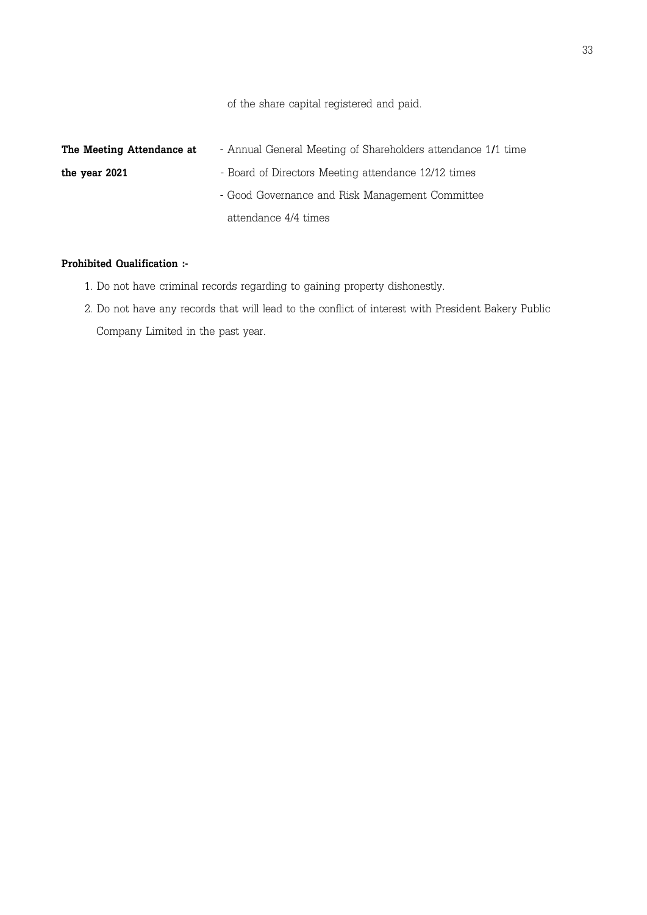of the share capital registered and paid.

| **The Meeting Attendance at the year 2021** | - Annual General Meeting of Shareholders attendance 1/1 time<br>- Board of Directors Meeting attendance 12/12 times<br>- Good Governance and Risk Management Committee attendance 4/4 times |
|---|---|

**Prohibited Qualification :-**

1. Do not have criminal records regarding to gaining property dishonestly.
2. Do not have any records that will lead to the conflict of interest with President Bakery Public Company Limited in the past year.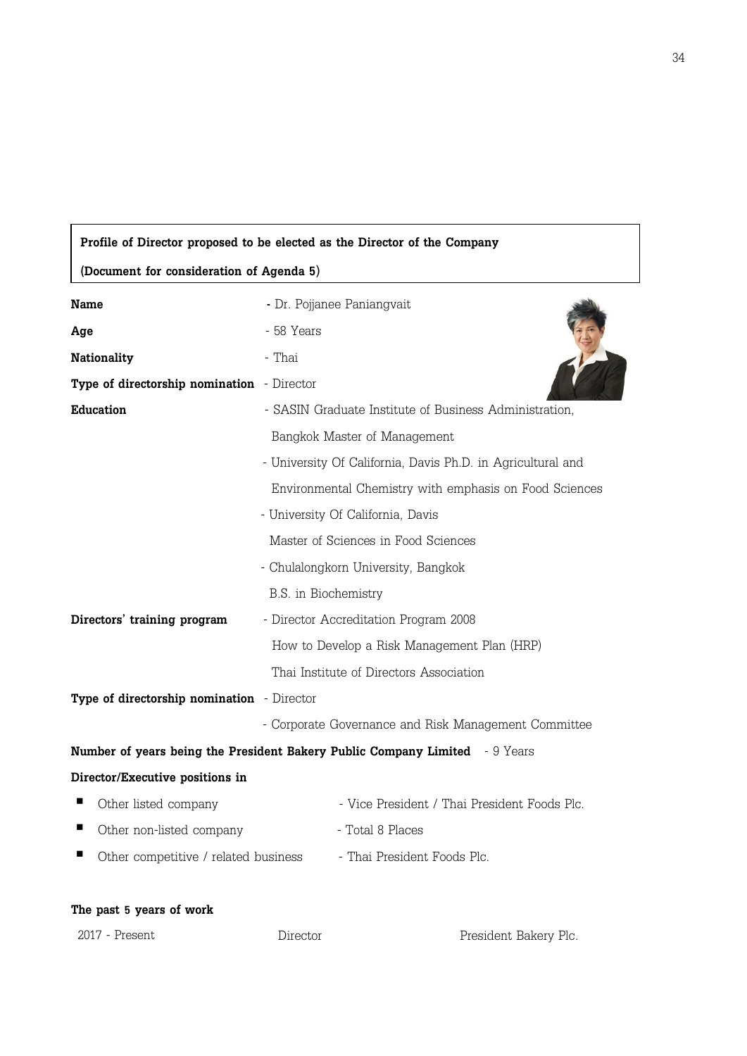**Profile of Director proposed to be elected as the Director of the Company**

**(Document for consideration of Agenda 5)**

**Name** - Dr. Pojjanee Paniangvait

**Age** - 58 Years

**Nationality** - Thai

**Type of directorship nomination** - Director

**Education**
- SASIN Graduate Institute of Business Administration, Bangkok Master of Management
- University Of California, Davis Ph.D. in Agricultural and Environmental Chemistry with emphasis on Food Sciences
- University Of California, Davis Master of Sciences in Food Sciences
- Chulalongkorn University, Bangkok B.S. in Biochemistry

**Directors' training program**
- Director Accreditation Program 2008 How to Develop a Risk Management Plan (HRP) Thai Institute of Directors Association

**Type of directorship nomination**
- Director
- Corporate Governance and Risk Management Committee

**Number of years being the President Bakery Public Company Limited** - 9 Years

**Director/Executive positions in**

- Other listed company - Vice President / Thai President Foods Plc.
- Other non-listed company - Total 8 Places
- Other competitive / related business - Thai President Foods Plc.

**The past 5 years of work**

| | | |
|---|---|---|
| 2017 - Present | Director | President Bakery Plc. |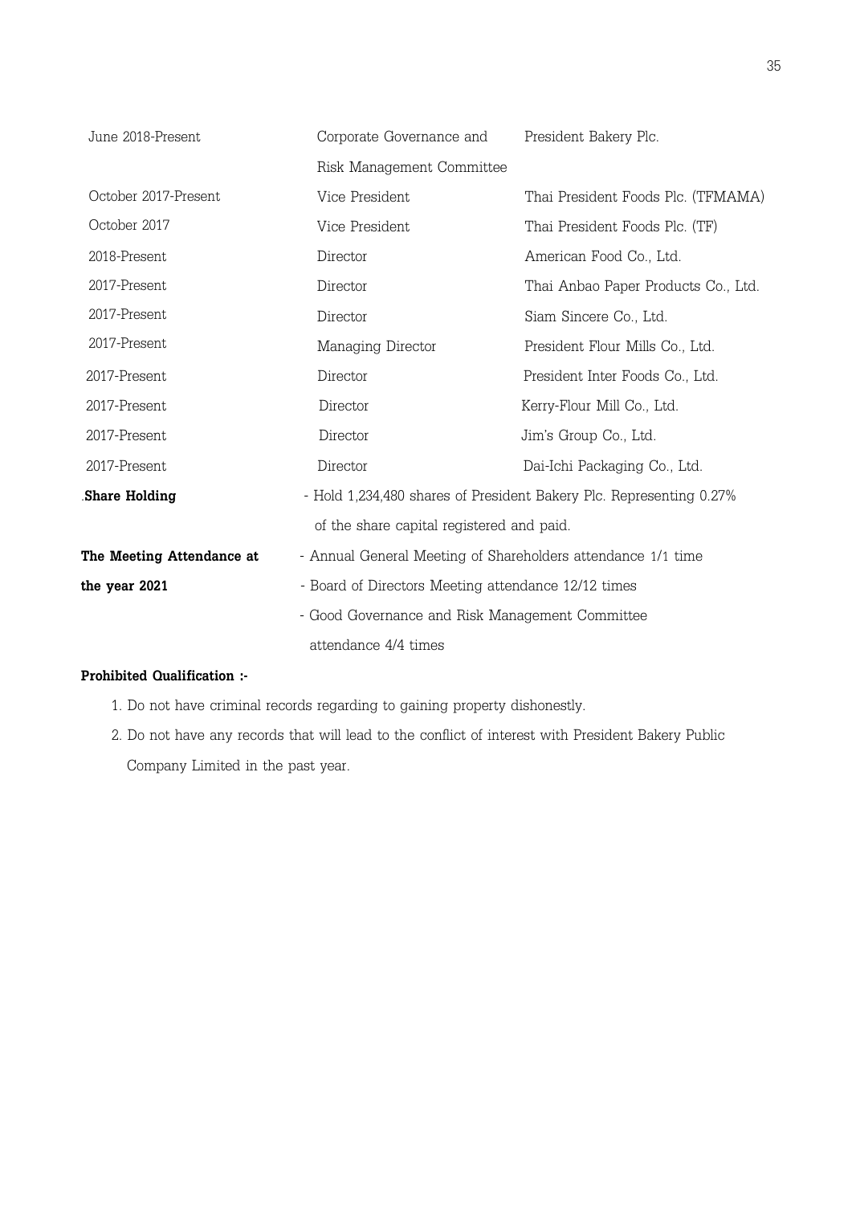| | | |
|---|---|---|
| June 2018-Present | Corporate Governance and Risk Management Committee | President Bakery Plc. |
| October 2017-Present | Vice President | Thai President Foods Plc. (TFMAMA) |
| October 2017 | Vice President | Thai President Foods Plc. (TF) |
| 2018-Present | Director | American Food Co., Ltd. |
| 2017-Present | Director | Thai Anbao Paper Products Co., Ltd. |
| 2017-Present | Director | Siam Sincere Co., Ltd. |
| 2017-Present | Managing Director | President Flour Mills Co., Ltd. |
| 2017-Present | Director | President Inter Foods Co., Ltd. |
| 2017-Present | Director | Kerry-Flour Mill Co., Ltd. |
| 2017-Present | Director | Jim's Group Co., Ltd. |
| 2017-Present | Director | Dai-Ichi Packaging Co., Ltd. |

**Share Holding** - Hold 1,234,480 shares of President Bakery Plc. Representing 0.27% of the share capital registered and paid.

**The Meeting Attendance at the year 2021**
- Annual General Meeting of Shareholders attendance 1/1 time
- Board of Directors Meeting attendance 12/12 times
- Good Governance and Risk Management Committee attendance 4/4 times

**Prohibited Qualification :-**

1. Do not have criminal records regarding to gaining property dishonestly.
2. Do not have any records that will lead to the conflict of interest with President Bakery Public Company Limited in the past year.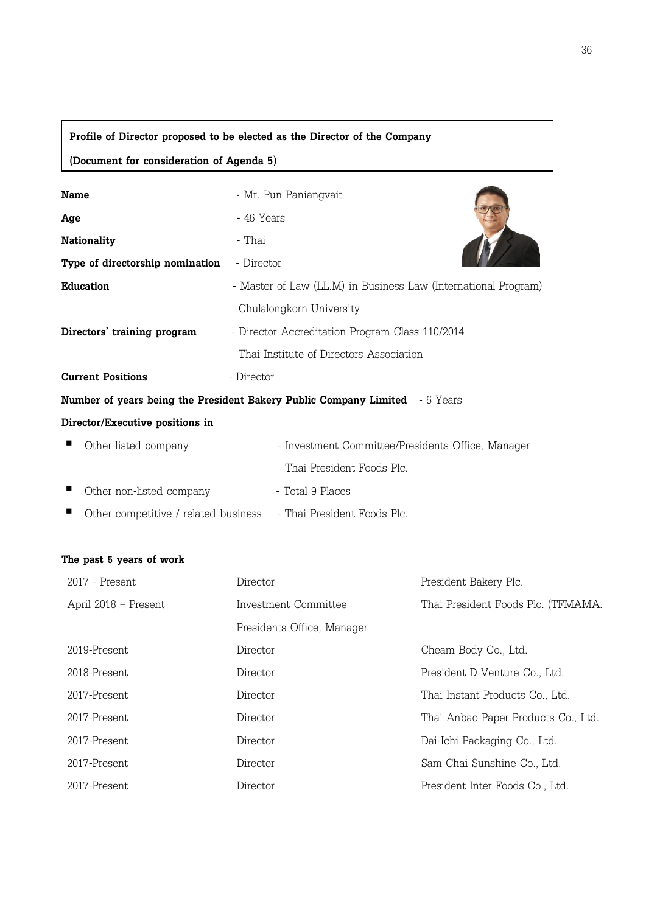**Profile of Director proposed to be elected as the Director of the Company**

**(Document for consideration of Agenda 5)**

| | |
|---|---|
| **Name** | - Mr. Pun Paniangvait |
| **Age** | - 46 Years |
| **Nationality** | - Thai |
| **Type of directorship nomination** | - Director |
| **Education** | - Master of Law (LL.M) in Business Law (International Program) Chulalongkorn University |
| **Directors' training program** | - Director Accreditation Program Class 110/2014 Thai Institute of Directors Association |
| **Current Positions** | - Director |

**Number of years being the President Bakery Public Company Limited** - 6 Years

**Director/Executive positions in**

- Other listed company - Investment Committee/Presidents Office, Manager Thai President Foods Plc.
- Other non-listed company - Total 9 Places
- Other competitive / related business - Thai President Foods Plc.

**The past 5 years of work**

| | | |
|---|---|---|
| 2017 - Present | Director | President Bakery Plc. |
| April 2018 – Present | Investment Committee Presidents Office, Manager | Thai President Foods Plc. (TFMAMA. |
| 2019-Present | Director | Cheam Body Co., Ltd. |
| 2018-Present | Director | President D Venture Co., Ltd. |
| 2017-Present | Director | Thai Instant Products Co., Ltd. |
| 2017-Present | Director | Thai Anbao Paper Products Co., Ltd. |
| 2017-Present | Director | Dai-Ichi Packaging Co., Ltd. |
| 2017-Present | Director | Sam Chai Sunshine Co., Ltd. |
| 2017-Present | Director | President Inter Foods Co., Ltd. |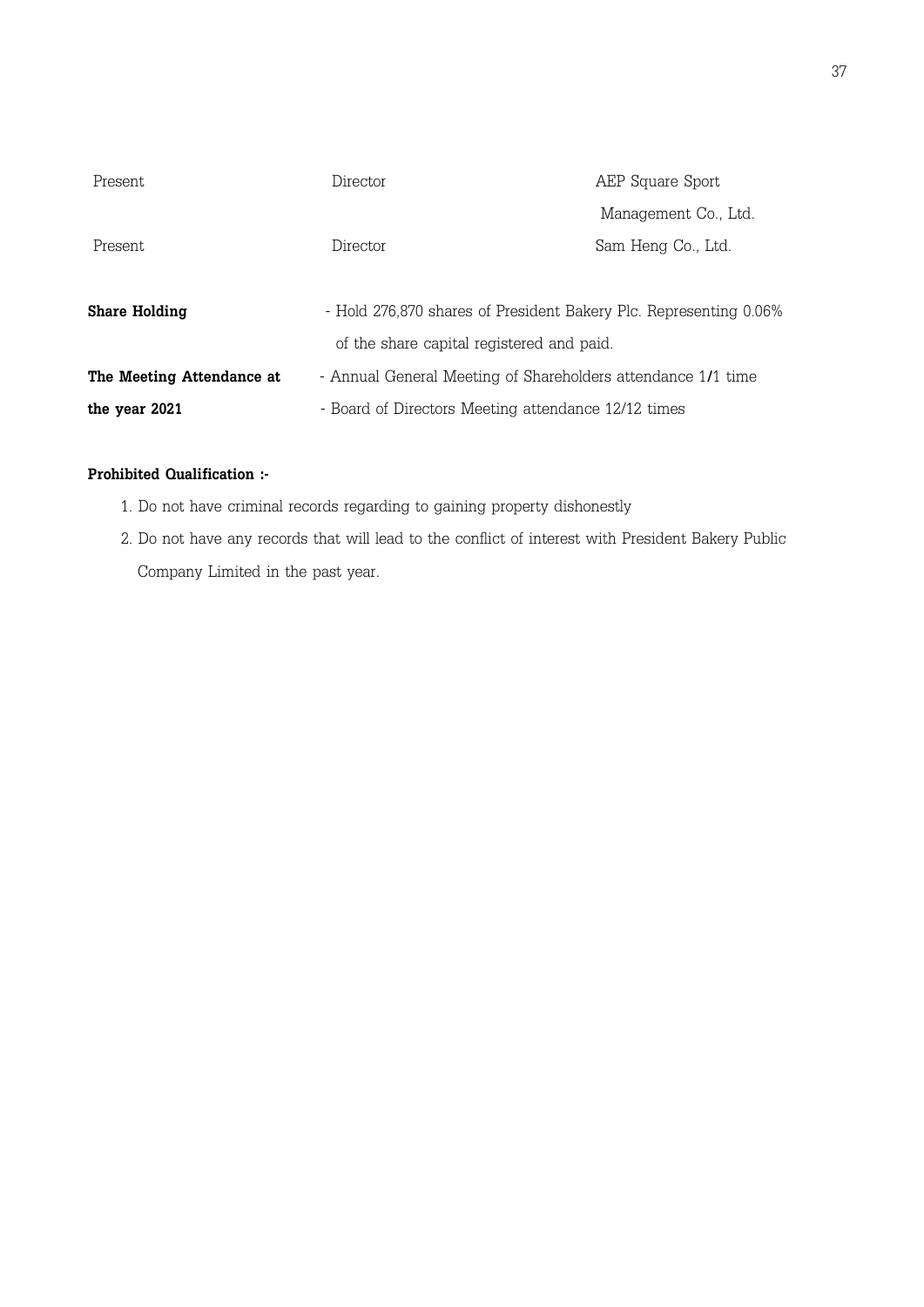| | | |
|---|---|---|
| Present | Director | AEP Square Sport Management Co., Ltd. |
| Present | Director | Sam Heng Co., Ltd. |

| | |
|---|---|
| **Share Holding** | - Hold 276,870 shares of President Bakery Plc. Representing 0.06% of the share capital registered and paid. |
| **The Meeting Attendance at the year 2021** | - Annual General Meeting of Shareholders attendance 1/1 time<br>- Board of Directors Meeting attendance 12/12 times |

**Prohibited Qualification :-**

1. Do not have criminal records regarding to gaining property dishonestly
2. Do not have any records that will lead to the conflict of interest with President Bakery Public Company Limited in the past year.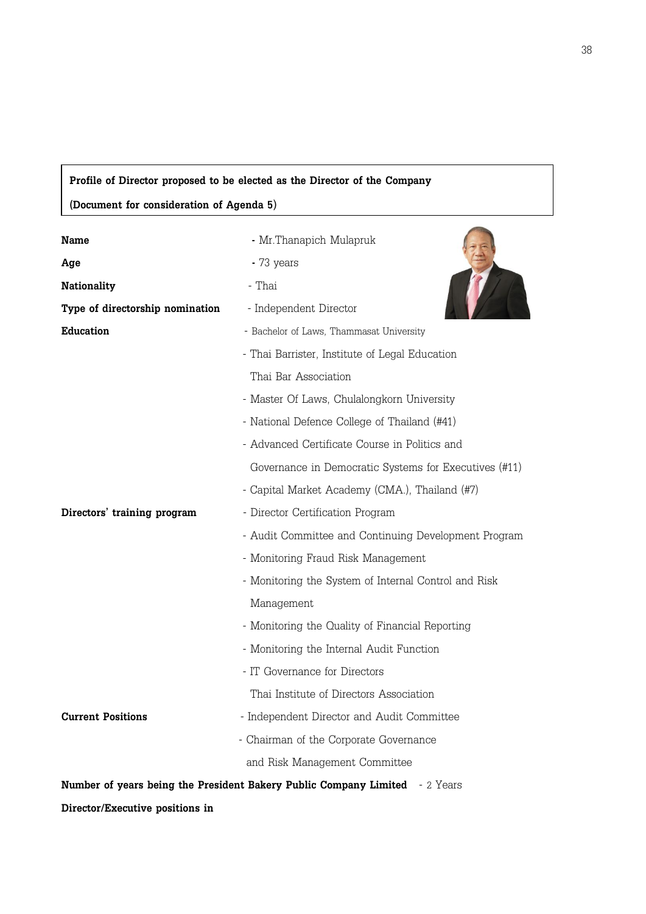**Profile of Director proposed to be elected as the Director of the Company**

**(Document for consideration of Agenda 5)**

| | |
|---|---|
| **Name** | - Mr.Thanapich Mulapruk |
| **Age** | - 73 years |
| **Nationality** | - Thai |
| **Type of directorship nomination** | - Independent Director |
| **Education** | - Bachelor of Laws, Thammasat University<br>- Thai Barrister, Institute of Legal Education Thai Bar Association<br>- Master Of Laws, Chulalongkorn University<br>- National Defence College of Thailand (#41)<br>- Advanced Certificate Course in Politics and Governance in Democratic Systems for Executives (#11)<br>- Capital Market Academy (CMA.), Thailand (#7) |
| **Directors' training program** | - Director Certification Program<br>- Audit Committee and Continuing Development Program<br>- Monitoring Fraud Risk Management<br>- Monitoring the System of Internal Control and Risk Management<br>- Monitoring the Quality of Financial Reporting<br>- Monitoring the Internal Audit Function<br>- IT Governance for Directors<br>Thai Institute of Directors Association |
| **Current Positions** | - Independent Director and Audit Committee<br>- Chairman of the Corporate Governance and Risk Management Committee |

**Number of years being the President Bakery Public Company Limited** - 2 Years

**Director/Executive positions in**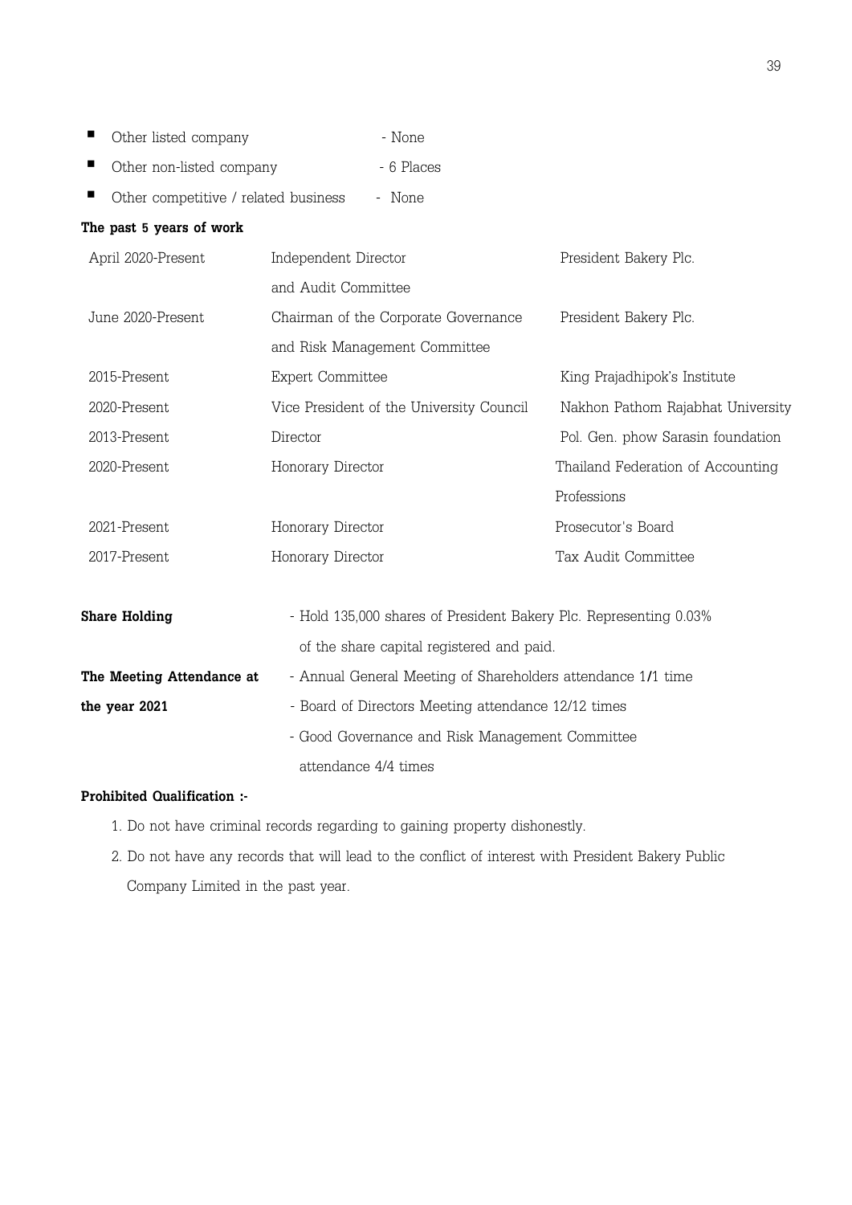- Other listed company - None
- Other non-listed company - 6 Places
- Other competitive / related business - None

**The past 5 years of work**

| | | |
|---|---|---|
| April 2020-Present | Independent Director and Audit Committee | President Bakery Plc. |
| June 2020-Present | Chairman of the Corporate Governance and Risk Management Committee | President Bakery Plc. |
| 2015-Present | Expert Committee | King Prajadhipok's Institute |
| 2020-Present | Vice President of the University Council | Nakhon Pathom Rajabhat University |
| 2013-Present | Director | Pol. Gen. phow Sarasin foundation |
| 2020-Present | Honorary Director | Thailand Federation of Accounting Professions |
| 2021-Present | Honorary Director | Prosecutor's Board |
| 2017-Present | Honorary Director | Tax Audit Committee |

**Share Holding** - Hold 135,000 shares of President Bakery Plc. Representing 0.03% of the share capital registered and paid.

**The Meeting Attendance at the year 2021**
- Annual General Meeting of Shareholders attendance 1/1 time
- Board of Directors Meeting attendance 12/12 times
- Good Governance and Risk Management Committee attendance 4/4 times

**Prohibited Qualification :-**

1. Do not have criminal records regarding to gaining property dishonestly.
2. Do not have any records that will lead to the conflict of interest with President Bakery Public Company Limited in the past year.